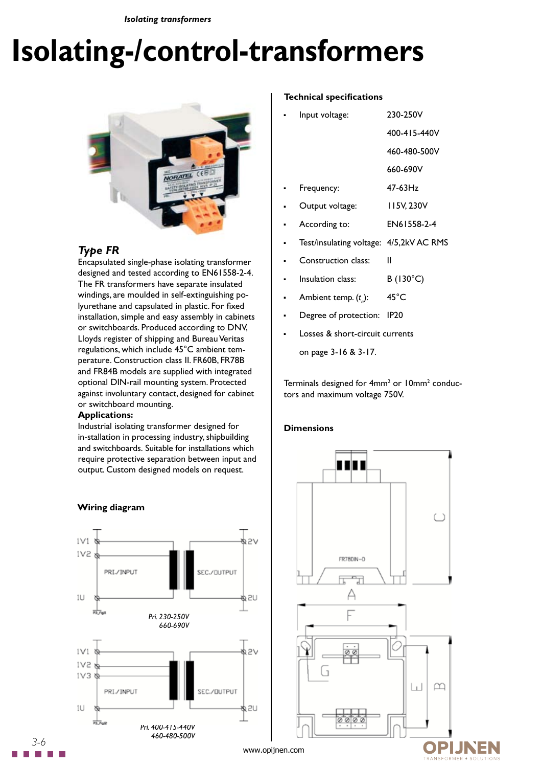# Isolating-/control-transformers

### *Type FR*

Encapsulated single-phase isolating transformer designed and tested according to EN61558-2-4. The FR transformers have separate insulated windings, are moulded in self-extinguishing polyurethane and capsulated in plastic. For fixed installation, simple and easy assembly in cabinets or switchboards. Produced according to DNV, Lloyds register of shipping and Bureau Veritas regulations, which include 45°C ambient temperature. Construction class II. FR60B, FR78B and FR84B models are supplied with integrated optional DIN-rail mounting system. Protected against involuntary contact, designed for cabinet or switchboard mounting.

**Applications:**
Industrial isolating transformer designed for in-stallation in processing industry, shipbuilding and switchboards. Suitable for installations which require protective separation between input and output. Custom designed models on request.

### Wiring diagram

1V1, 1V2, 1U — PRI./INPUT | SEC./OUTPUT — 2V, 2U

*Pri. 230-250V*
*660-690V*

1V1, 1V2, 1V3, 1U — PRI./INPUT | SEC./OUTPUT — 2V, 2U

*Pri. 400-415-440V*
*460-480-500V*

### Technical specifications

- Input voltage: 230-250V
  400-415-440V
  460-480-500V
  660-690V
- Frequency: 47-63Hz
- Output voltage: 115V, 230V
- According to: EN61558-2-4
- Test/insulating voltage: 4/5,2kV AC RMS
- Construction class: II
- Insulation class: B (130°C)
- Ambient temp. ($t_a$): 45°C
- Degree of protection: IP20
- Losses & short-circuit currents
  on page 3-16 & 3-17.

Terminals designed for 4mm² or 10mm² conductors and maximum voltage 750V.

### Dimensions

FR78DIN-D

A, B, C, E, F, G

www.opijnen.com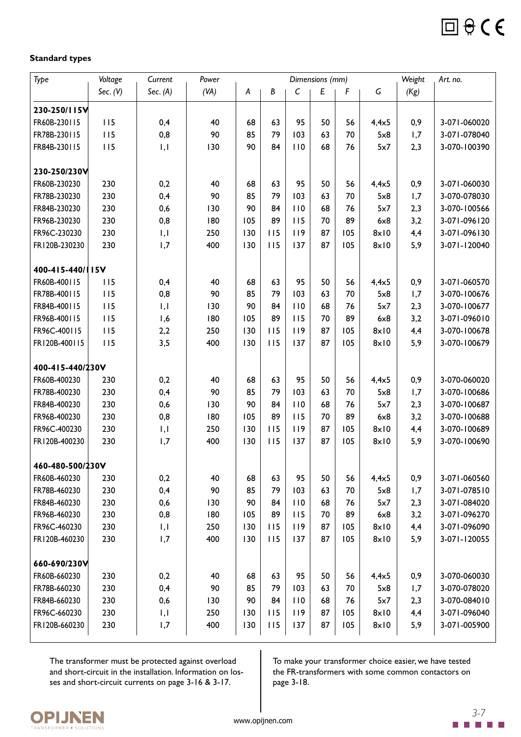**Standard types**

| Type | Voltage | Current | Power | Dimensions (mm) | | | | | | Weight | Art. no. |
|---|---|---|---|---|---|---|---|---|---|---|---|
| | Sec. (V) | Sec. (A) | (VA) | A | B | C | E | F | G | (Kg) | |
| **230-250/115V** | | | | | | | | | | | |
| FR60B-230115 | 115 | 0,4 | 40 | 68 | 63 | 95 | 50 | 56 | 4,4x5 | 0,9 | 3-071-060020 |
| FR78B-230115 | 115 | 0,8 | 90 | 85 | 79 | 103 | 63 | 70 | 5x8 | 1,7 | 3-071-078040 |
| FR84B-230115 | 115 | 1,1 | 130 | 90 | 84 | 110 | 68 | 76 | 5x7 | 2,3 | 3-070-100390 |
| **230-250/230V** | | | | | | | | | | | |
| FR60B-230230 | 230 | 0,2 | 40 | 68 | 63 | 95 | 50 | 56 | 4,4x5 | 0,9 | 3-071-060030 |
| FR78B-230230 | 230 | 0,4 | 90 | 85 | 79 | 103 | 63 | 70 | 5x8 | 1,7 | 3-070-078030 |
| FR84B-230230 | 230 | 0,6 | 130 | 90 | 84 | 110 | 68 | 76 | 5x7 | 2,3 | 3-070-100566 |
| FR96B-230230 | 230 | 0,8 | 180 | 105 | 89 | 115 | 70 | 89 | 6x8 | 3,2 | 3-071-096120 |
| FR96C-230230 | 230 | 1,1 | 250 | 130 | 115 | 119 | 87 | 105 | 8x10 | 4,4 | 3-071-096130 |
| FR120B-230230 | 230 | 1,7 | 400 | 130 | 115 | 137 | 87 | 105 | 8x10 | 5,9 | 3-071-120040 |
| **400-415-440/115V** | | | | | | | | | | | |
| FR60B-400115 | 115 | 0,4 | 40 | 68 | 63 | 95 | 50 | 56 | 4,4x5 | 0,9 | 3-071-060570 |
| FR78B-400115 | 115 | 0,8 | 90 | 85 | 79 | 103 | 63 | 70 | 5x8 | 1,7 | 3-070-100676 |
| FR84B-400115 | 115 | 1,1 | 130 | 90 | 84 | 110 | 68 | 76 | 5x7 | 2,3 | 3-070-100677 |
| FR96B-400115 | 115 | 1,6 | 180 | 105 | 89 | 115 | 70 | 89 | 6x8 | 3,2 | 3-071-096010 |
| FR96C-400115 | 115 | 2,2 | 250 | 130 | 115 | 119 | 87 | 105 | 8x10 | 4,4 | 3-070-100678 |
| FR120B-400115 | 115 | 3,5 | 400 | 130 | 115 | 137 | 87 | 105 | 8x10 | 5,9 | 3-070-100679 |
| **400-415-440/230V** | | | | | | | | | | | |
| FR60B-400230 | 230 | 0,2 | 40 | 68 | 63 | 95 | 50 | 56 | 4,4x5 | 0,9 | 3-070-060020 |
| FR78B-400230 | 230 | 0,4 | 90 | 85 | 79 | 103 | 63 | 70 | 5x8 | 1,7 | 3-070-100686 |
| FR84B-400230 | 230 | 0,6 | 130 | 90 | 84 | 110 | 68 | 76 | 5x7 | 2,3 | 3-070-100687 |
| FR96B-400230 | 230 | 0,8 | 180 | 105 | 89 | 115 | 70 | 89 | 6x8 | 3,2 | 3-070-100688 |
| FR96C-400230 | 230 | 1,1 | 250 | 130 | 115 | 119 | 87 | 105 | 8x10 | 4,4 | 3-070-100689 |
| FR120B-400230 | 230 | 1,7 | 400 | 130 | 115 | 137 | 87 | 105 | 8x10 | 5,9 | 3-070-100690 |
| **460-480-500/230V** | | | | | | | | | | | |
| FR60B-460230 | 230 | 0,2 | 40 | 68 | 63 | 95 | 50 | 56 | 4,4x5 | 0,9 | 3-071-060560 |
| FR78B-460230 | 230 | 0,4 | 90 | 85 | 79 | 103 | 63 | 70 | 5x8 | 1,7 | 3-071-078510 |
| FR84B-460230 | 230 | 0,6 | 130 | 90 | 84 | 110 | 68 | 76 | 5x7 | 2,3 | 3-071-084020 |
| FR96B-460230 | 230 | 0,8 | 180 | 105 | 89 | 115 | 70 | 89 | 6x8 | 3,2 | 3-071-096270 |
| FR96C-460230 | 230 | 1,1 | 250 | 130 | 115 | 119 | 87 | 105 | 8x10 | 4,4 | 3-071-096090 |
| FR120B-460230 | 230 | 1,7 | 400 | 130 | 115 | 137 | 87 | 105 | 8x10 | 5,9 | 3-071-120055 |
| **660-690/230V** | | | | | | | | | | | |
| FR60B-660230 | 230 | 0,2 | 40 | 68 | 63 | 95 | 50 | 56 | 4,4x5 | 0,9 | 3-070-060030 |
| FR78B-660230 | 230 | 0,4 | 90 | 85 | 79 | 103 | 63 | 70 | 5x8 | 1,7 | 3-070-078020 |
| FR84B-660230 | 230 | 0,6 | 130 | 90 | 84 | 110 | 68 | 76 | 5x7 | 2,3 | 3-070-084010 |
| FR96C-660230 | 230 | 1,1 | 250 | 130 | 115 | 119 | 87 | 105 | 8x10 | 4,4 | 3-071-096040 |
| FR120B-660230 | 230 | 1,7 | 400 | 130 | 115 | 137 | 87 | 105 | 8x10 | 5,9 | 3-071-005900 |

The transformer must be protected against overload and short-circuit in the installation. Information on losses and short-circuit currents on page 3-16 & 3-17.

To make your transformer choice easier, we have tested the FR-transformers with some common contactors on page 3-18.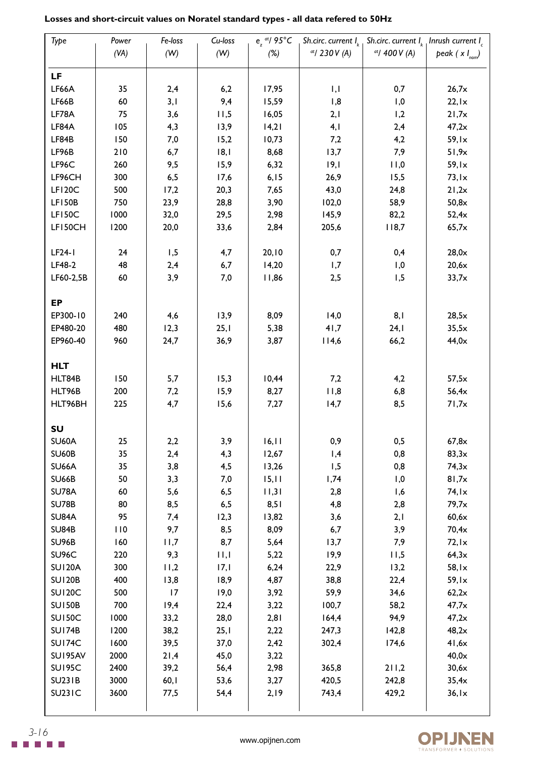**Losses and short-circuit values on Noratel standard types - all data refered to 50Hz**

| Type | Power (VA) | Fe-loss (W) | Cu-loss (W) | $e_z$ at/ 95°C (%) | Sh.circ. current $I_k$ at/ 230V (A) | Sh.circ. current $I_k$ at/ 400V (A) | Inrush current $I_c$ peak ( x $I_{nom}$) |
|---|---|---|---|---|---|---|---|
| **LF** | | | | | | | |
| LF66A | 35 | 2,4 | 6,2 | 17,95 | 1,1 | 0,7 | 26,7x |
| LF66B | 60 | 3,1 | 9,4 | 15,59 | 1,8 | 1,0 | 22,1x |
| LF78A | 75 | 3,6 | 11,5 | 16,05 | 2,1 | 1,2 | 21,7x |
| LF84A | 105 | 4,3 | 13,9 | 14,21 | 4,1 | 2,4 | 47,2x |
| LF84B | 150 | 7,0 | 15,2 | 10,73 | 7,2 | 4,2 | 59,1x |
| LF96B | 210 | 6,7 | 18,1 | 8,68 | 13,7 | 7,9 | 51,9x |
| LF96C | 260 | 9,5 | 15,9 | 6,32 | 19,1 | 11,0 | 59,1x |
| LF96CH | 300 | 6,5 | 17,6 | 6,15 | 26,9 | 15,5 | 73,1x |
| LF120C | 500 | 17,2 | 20,3 | 7,65 | 43,0 | 24,8 | 21,2x |
| LF150B | 750 | 23,9 | 28,8 | 3,90 | 102,0 | 58,9 | 50,8x |
| LF150C | 1000 | 32,0 | 29,5 | 2,98 | 145,9 | 82,2 | 52,4x |
| LF150CH | 1200 | 20,0 | 33,6 | 2,84 | 205,6 | 118,7 | 65,7x |
| | | | | | | | |
| LF24-1 | 24 | 1,5 | 4,7 | 20,10 | 0,7 | 0,4 | 28,0x |
| LF48-2 | 48 | 2,4 | 6,7 | 14,20 | 1,7 | 1,0 | 20,6x |
| LF60-2,5B | 60 | 3,9 | 7,0 | 11,86 | 2,5 | 1,5 | 33,7x |
| | | | | | | | |
| **EP** | | | | | | | |
| EP300-10 | 240 | 4,6 | 13,9 | 8,09 | 14,0 | 8,1 | 28,5x |
| EP480-20 | 480 | 12,3 | 25,1 | 5,38 | 41,7 | 24,1 | 35,5x |
| EP960-40 | 960 | 24,7 | 36,9 | 3,87 | 114,6 | 66,2 | 44,0x |
| | | | | | | | |
| **HLT** | | | | | | | |
| HLT84B | 150 | 5,7 | 15,3 | 10,44 | 7,2 | 4,2 | 57,5x |
| HLT96B | 200 | 7,2 | 15,9 | 8,27 | 11,8 | 6,8 | 56,4x |
| HLT96BH | 225 | 4,7 | 15,6 | 7,27 | 14,7 | 8,5 | 71,7x |
| | | | | | | | |
| **SU** | | | | | | | |
| SU60A | 25 | 2,2 | 3,9 | 16,11 | 0,9 | 0,5 | 67,8x |
| SU60B | 35 | 2,4 | 4,3 | 12,67 | 1,4 | 0,8 | 83,3x |
| SU66A | 35 | 3,8 | 4,5 | 13,26 | 1,5 | 0,8 | 74,3x |
| SU66B | 50 | 3,3 | 7,0 | 15,11 | 1,74 | 1,0 | 81,7x |
| SU78A | 60 | 5,6 | 6,5 | 11,31 | 2,8 | 1,6 | 74,1x |
| SU78B | 80 | 8,5 | 6,5 | 8,51 | 4,8 | 2,8 | 79,7x |
| SU84A | 95 | 7,4 | 12,3 | 13,82 | 3,6 | 2,1 | 60,6x |
| SU84B | 110 | 9,7 | 8,5 | 8,09 | 6,7 | 3,9 | 70,4x |
| SU96B | 160 | 11,7 | 8,7 | 5,64 | 13,7 | 7,9 | 72,1x |
| SU96C | 220 | 9,3 | 11,1 | 5,22 | 19,9 | 11,5 | 64,3x |
| SU120A | 300 | 11,2 | 17,1 | 6,24 | 22,9 | 13,2 | 58,1x |
| SU120B | 400 | 13,8 | 18,9 | 4,87 | 38,8 | 22,4 | 59,1x |
| SU120C | 500 | 17 | 19,0 | 3,92 | 59,9 | 34,6 | 62,2x |
| SU150B | 700 | 19,4 | 22,4 | 3,22 | 100,7 | 58,2 | 47,7x |
| SU150C | 1000 | 33,2 | 28,0 | 2,81 | 164,4 | 94,9 | 47,2x |
| SU174B | 1200 | 38,2 | 25,1 | 2,22 | 247,3 | 142,8 | 48,2x |
| SU174C | 1600 | 39,5 | 37,0 | 2,42 | 302,4 | 174,6 | 41,6x |
| SU195AV | 2000 | 21,4 | 45,0 | 3,22 | | | 40,0x |
| SU195C | 2400 | 39,2 | 56,4 | 2,98 | 365,8 | 211,2 | 30,6x |
| SU231B | 3000 | 60,1 | 53,6 | 3,27 | 420,5 | 242,8 | 35,4x |
| SU231C | 3600 | 77,5 | 54,4 | 2,19 | 743,4 | 429,2 | 36,1x |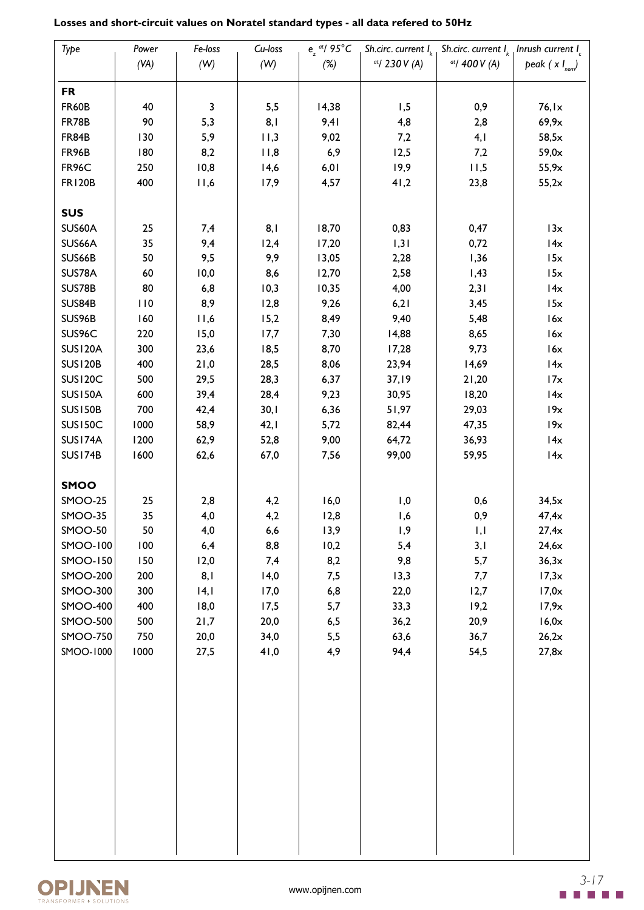**Losses and short-circuit values on Noratel standard types - all data refered to 50Hz**

| Type | Power (VA) | Fe-loss (W) | Cu-loss (W) | $e_z$ at/ 95°C (%) | Sh.circ. current $I_k$ at/ 230V (A) | Sh.circ. current $I_k$ at/ 400V (A) | Inrush current $I_c$ peak ( x $I_{nom}$) |
|---|---|---|---|---|---|---|---|
| **FR** | | | | | | | |
| FR60B | 40 | 3 | 5,5 | 14,38 | 1,5 | 0,9 | 76,1x |
| FR78B | 90 | 5,3 | 8,1 | 9,41 | 4,8 | 2,8 | 69,9x |
| FR84B | 130 | 5,9 | 11,3 | 9,02 | 7,2 | 4,1 | 58,5x |
| FR96B | 180 | 8,2 | 11,8 | 6,9 | 12,5 | 7,2 | 59,0x |
| FR96C | 250 | 10,8 | 14,6 | 6,01 | 19,9 | 11,5 | 55,9x |
| FR120B | 400 | 11,6 | 17,9 | 4,57 | 41,2 | 23,8 | 55,2x |
| **SUS** | | | | | | | |
| SUS60A | 25 | 7,4 | 8,1 | 18,70 | 0,83 | 0,47 | 13x |
| SUS66A | 35 | 9,4 | 12,4 | 17,20 | 1,31 | 0,72 | 14x |
| SUS66B | 50 | 9,5 | 9,9 | 13,05 | 2,28 | 1,36 | 15x |
| SUS78A | 60 | 10,0 | 8,6 | 12,70 | 2,58 | 1,43 | 15x |
| SUS78B | 80 | 6,8 | 10,3 | 10,35 | 4,00 | 2,31 | 14x |
| SUS84B | 110 | 8,9 | 12,8 | 9,26 | 6,21 | 3,45 | 15x |
| SUS96B | 160 | 11,6 | 15,2 | 8,49 | 9,40 | 5,48 | 16x |
| SUS96C | 220 | 15,0 | 17,7 | 7,30 | 14,88 | 8,65 | 16x |
| SUS120A | 300 | 23,6 | 18,5 | 8,70 | 17,28 | 9,73 | 16x |
| SUS120B | 400 | 21,0 | 28,5 | 8,06 | 23,94 | 14,69 | 14x |
| SUS120C | 500 | 29,5 | 28,3 | 6,37 | 37,19 | 21,20 | 17x |
| SUS150A | 600 | 39,4 | 28,4 | 9,23 | 30,95 | 18,20 | 14x |
| SUS150B | 700 | 42,4 | 30,1 | 6,36 | 51,97 | 29,03 | 19x |
| SUS150C | 1000 | 58,9 | 42,1 | 5,72 | 82,44 | 47,35 | 19x |
| SUS174A | 1200 | 62,9 | 52,8 | 9,00 | 64,72 | 36,93 | 14x |
| SUS174B | 1600 | 62,6 | 67,0 | 7,56 | 99,00 | 59,95 | 14x |
| **SMOO** | | | | | | | |
| SMOO-25 | 25 | 2,8 | 4,2 | 16,0 | 1,0 | 0,6 | 34,5x |
| SMOO-35 | 35 | 4,0 | 4,2 | 12,8 | 1,6 | 0,9 | 47,4x |
| SMOO-50 | 50 | 4,0 | 6,6 | 13,9 | 1,9 | 1,1 | 27,4x |
| SMOO-100 | 100 | 6,4 | 8,8 | 10,2 | 5,4 | 3,1 | 24,6x |
| SMOO-150 | 150 | 12,0 | 7,4 | 8,2 | 9,8 | 5,7 | 36,3x |
| SMOO-200 | 200 | 8,1 | 14,0 | 7,5 | 13,3 | 7,7 | 17,3x |
| SMOO-300 | 300 | 14,1 | 17,0 | 6,8 | 22,0 | 12,7 | 17,0x |
| SMOO-400 | 400 | 18,0 | 17,5 | 5,7 | 33,3 | 19,2 | 17,9x |
| SMOO-500 | 500 | 21,7 | 20,0 | 6,5 | 36,2 | 20,9 | 16,0x |
| SMOO-750 | 750 | 20,0 | 34,0 | 5,5 | 63,6 | 36,7 | 26,2x |
| SMOO-1000 | 1000 | 27,5 | 41,0 | 4,9 | 94,4 | 54,5 | 27,8x |

www.opijnen.com